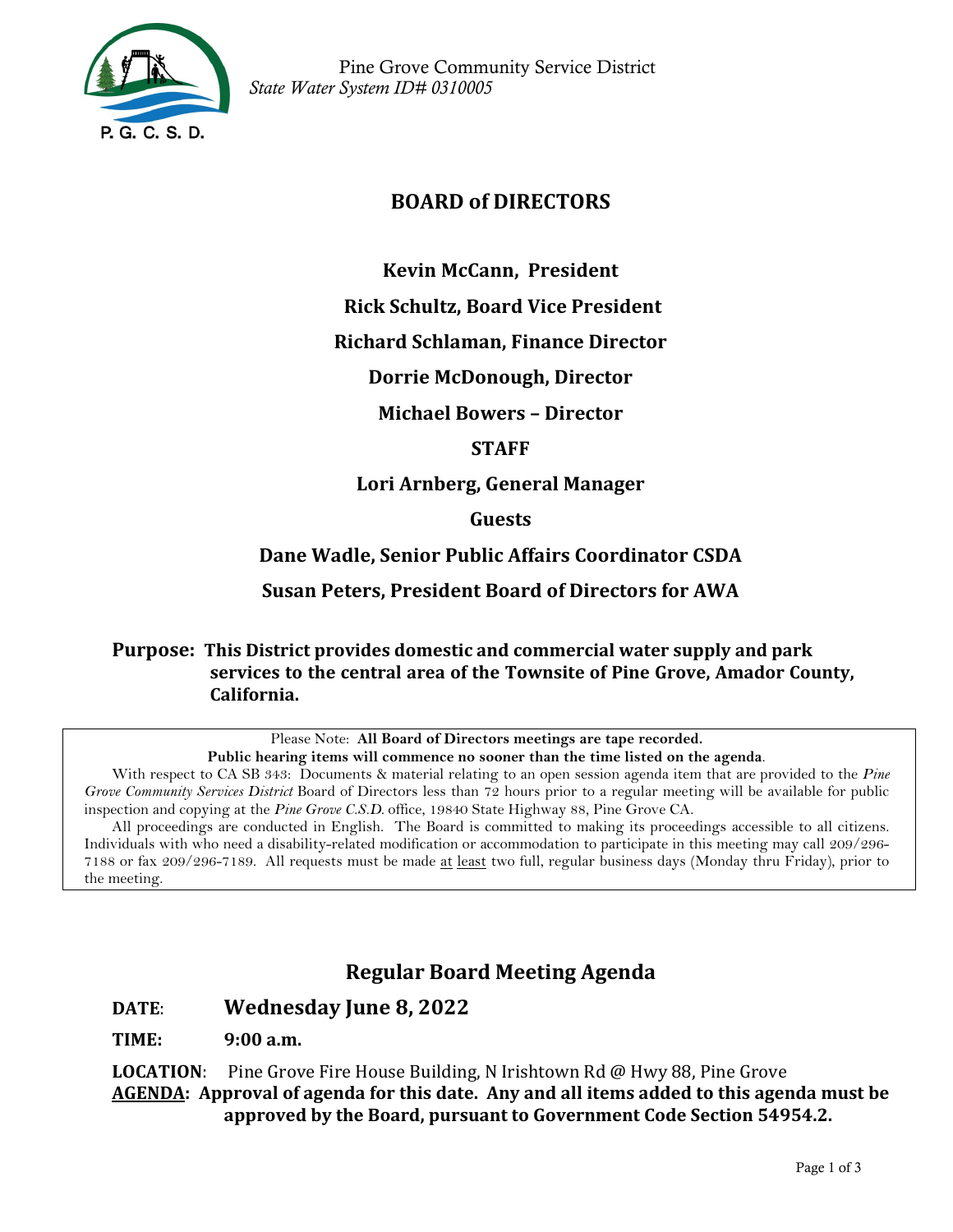Pine Grove Community Service District
*State Water System ID# 0310005*

P. G. C. S. D.

## BOARD of DIRECTORS

**Kevin McCann, President**

**Rick Schultz, Board Vice President**

**Richard Schlaman, Finance Director**

**Dorrie McDonough, Director**

**Michael Bowers – Director**

**STAFF**

**Lori Arnberg, General Manager**

**Guests**

**Dane Wadle, Senior Public Affairs Coordinator CSDA**

**Susan Peters, President Board of Directors for AWA**

**Purpose: This District provides domestic and commercial water supply and park services to the central area of the Townsite of Pine Grove, Amador County, California.**

Please Note: **All Board of Directors meetings are tape recorded.**
**Public hearing items will commence no sooner than the time listed on the agenda**.

With respect to CA SB 343: Documents & material relating to an open session agenda item that are provided to the *Pine Grove Community Services District* Board of Directors less than 72 hours prior to a regular meeting will be available for public inspection and copying at the *Pine Grove C.S.D.* office, 19840 State Highway 88, Pine Grove CA.

All proceedings are conducted in English. The Board is committed to making its proceedings accessible to all citizens. Individuals with who need a disability-related modification or accommodation to participate in this meeting may call 209/296-7188 or fax 209/296-7189. All requests must be made at least two full, regular business days (Monday thru Friday), prior to the meeting.

## Regular Board Meeting Agenda

**DATE**: **Wednesday June 8, 2022**

**TIME: 9:00 a.m.**

**LOCATION**: Pine Grove Fire House Building, N Irishtown Rd @ Hwy 88, Pine Grove

**AGENDA: Approval of agenda for this date. Any and all items added to this agenda must be approved by the Board, pursuant to Government Code Section 54954.2.**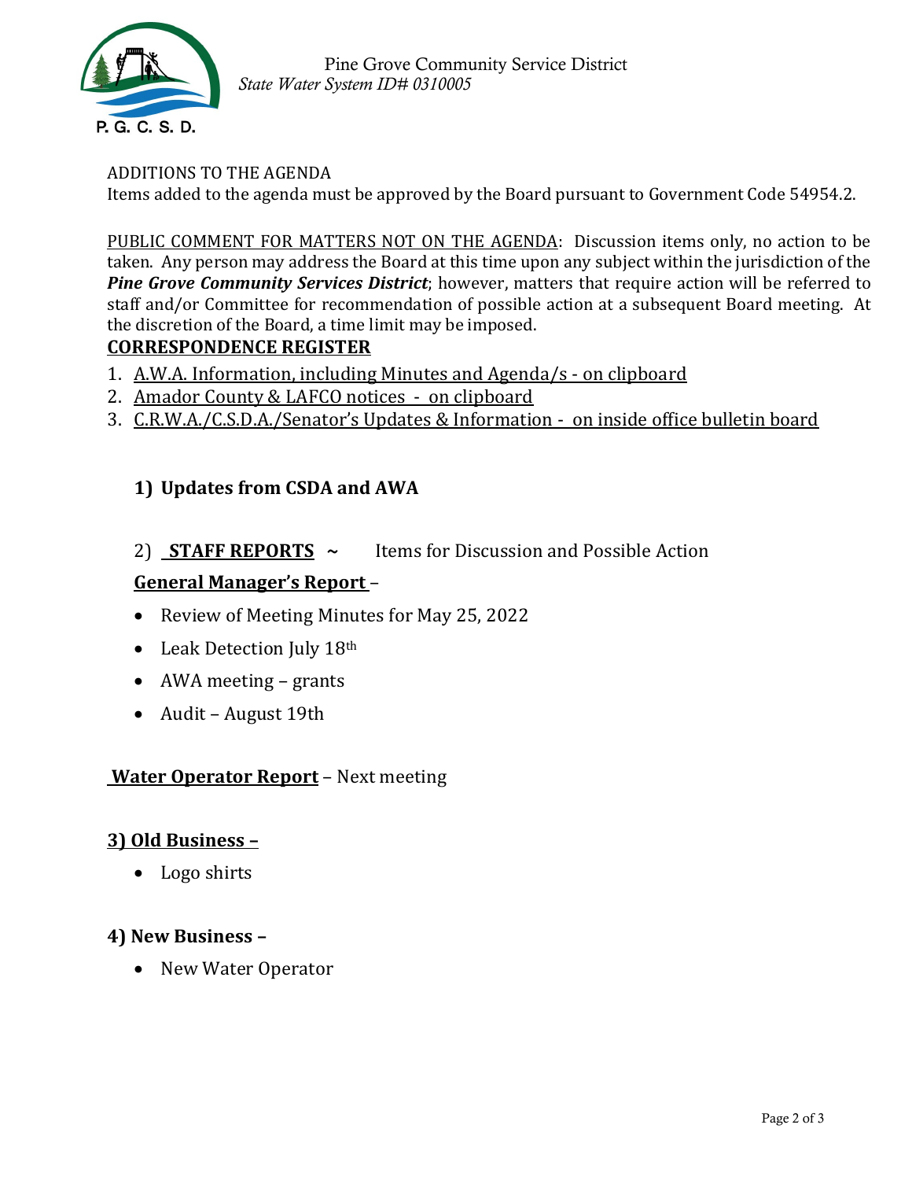Pine Grove Community Service District
*State Water System ID# 0310005*

ADDITIONS TO THE AGENDA
Items added to the agenda must be approved by the Board pursuant to Government Code 54954.2.

PUBLIC COMMENT FOR MATTERS NOT ON THE AGENDA: Discussion items only, no action to be taken. Any person may address the Board at this time upon any subject within the jurisdiction of the ***Pine Grove Community Services District***; however, matters that require action will be referred to staff and/or Committee for recommendation of possible action at a subsequent Board meeting. At the discretion of the Board, a time limit may be imposed.

**CORRESPONDENCE REGISTER**

1. A.W.A. Information, including Minutes and Agenda/s - on clipboard
2. Amador County & LAFCO notices - on clipboard
3. C.R.W.A./C.S.D.A./Senator's Updates & Information - on inside office bulletin board

**1) Updates from CSDA and AWA**

2) **STAFF REPORTS ~** Items for Discussion and Possible Action

**General Manager's Report** –

- Review of Meeting Minutes for May 25, 2022
- Leak Detection July 18th
- AWA meeting – grants
- Audit – August 19th

**Water Operator Report** – Next meeting

**3) Old Business –**

- Logo shirts

**4) New Business –**

- New Water Operator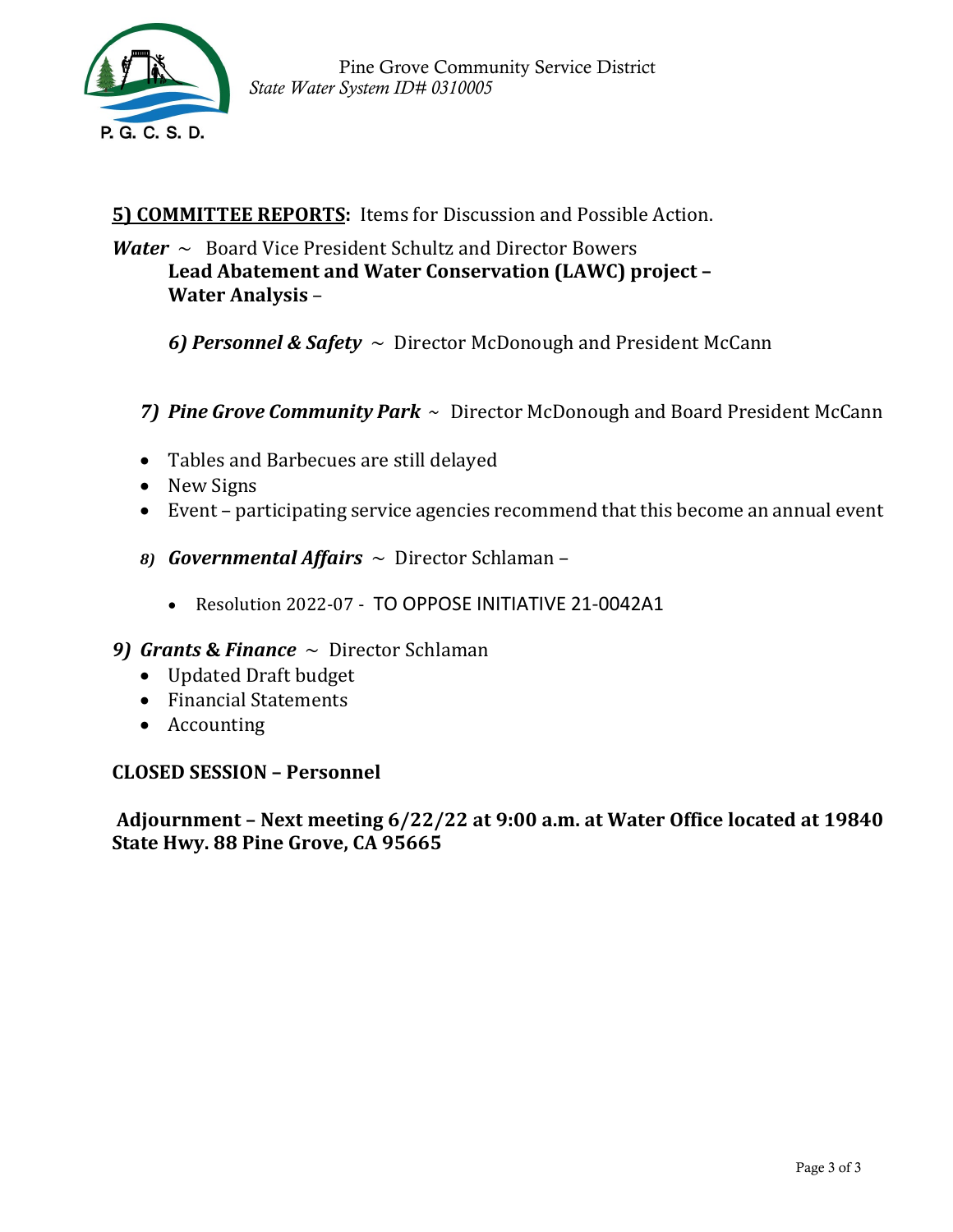Pine Grove Community Service District
*State Water System ID# 0310005*

**5) COMMITTEE REPORTS:** Items for Discussion and Possible Action.

***Water*** ~ Board Vice President Schultz and Director Bowers

**Lead Abatement and Water Conservation (LAWC) project –**
**Water Analysis** –

***6) Personnel & Safety*** ~ Director McDonough and President McCann

***7) Pine Grove Community Park*** ~ Director McDonough and Board President McCann

- Tables and Barbecues are still delayed
- New Signs
- Event – participating service agencies recommend that this become an annual event

***8) Governmental Affairs*** ~ Director Schlaman –

- Resolution 2022-07 - TO OPPOSE INITIATIVE 21-0042A1

***9) Grants & Finance*** ~ Director Schlaman

- Updated Draft budget
- Financial Statements
- Accounting

**CLOSED SESSION – Personnel**

**Adjournment – Next meeting 6/22/22 at 9:00 a.m. at Water Office located at 19840 State Hwy. 88 Pine Grove, CA 95665**